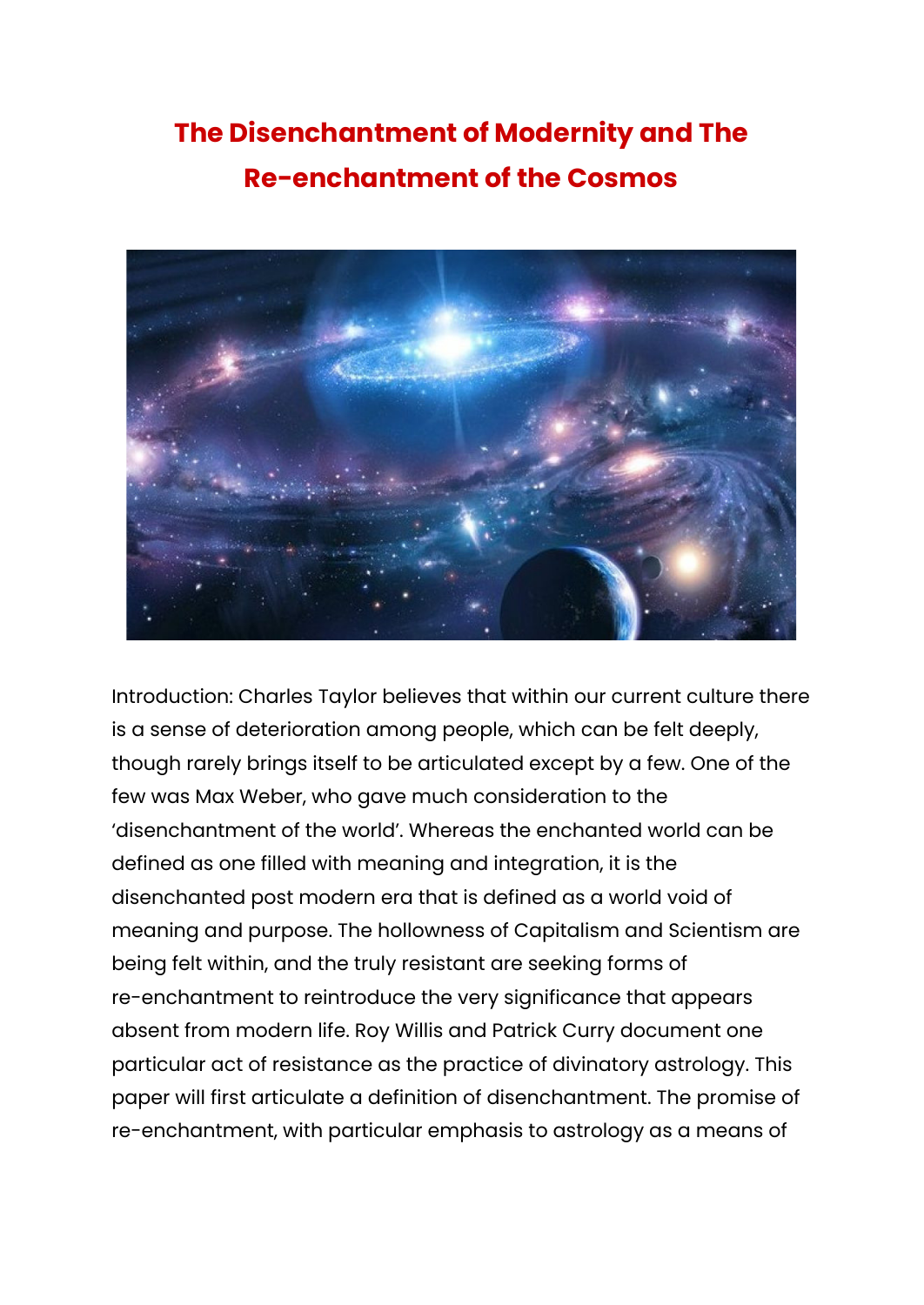# The Disenchantment of Modernity and The Re-enchantment of the Cosmos

Introduction: Charles Taylor believes that within our current culture there is a sense of deterioration among people, which can be felt deeply, though rarely brings itself to be articulated except by a few. One of the few was Max Weber, who gave much consideration to the 'disenchantment of the world'. Whereas the enchanted world can be defined as one filled with meaning and integration, it is the disenchanted post modern era that is defined as a world void of meaning and purpose. The hollowness of Capitalism and Scientism are being felt within, and the truly resistant are seeking forms of re-enchantment to reintroduce the very significance that appears absent from modern life. Roy Willis and Patrick Curry document one particular act of resistance as the practice of divinatory astrology. This paper will first articulate a definition of disenchantment. The promise of re-enchantment, with particular emphasis to astrology as a means of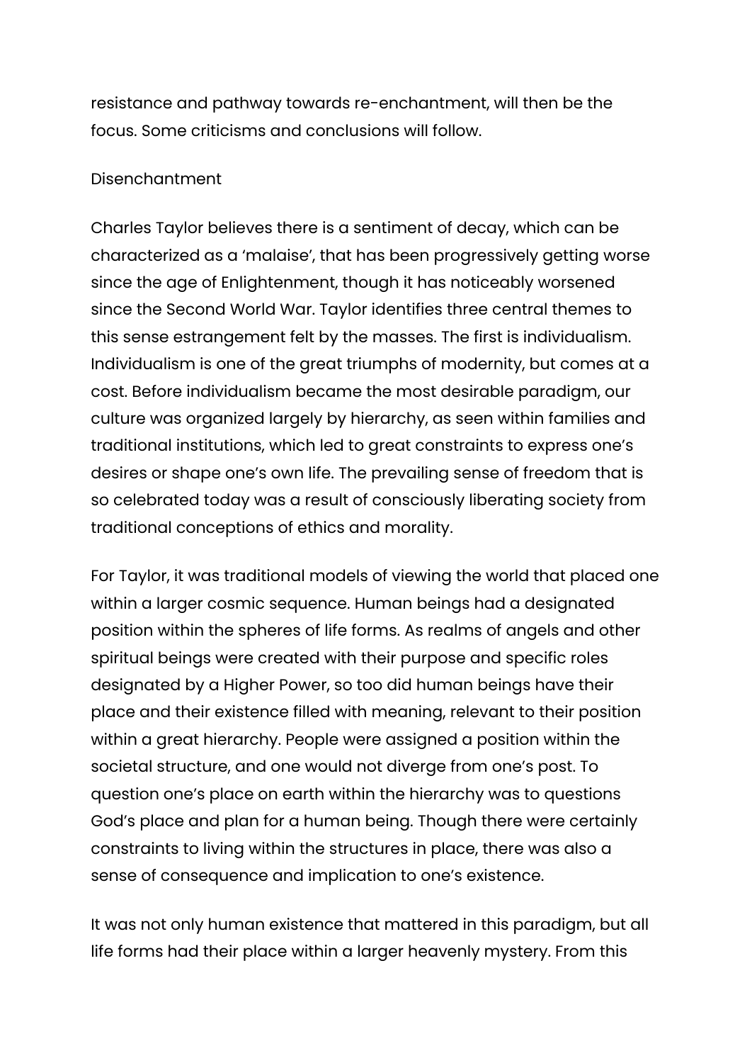resistance and pathway towards re-enchantment, will then be the focus. Some criticisms and conclusions will follow.

## Disenchantment

Charles Taylor believes there is a sentiment of decay, which can be characterized as a 'malaise', that has been progressively getting worse since the age of Enlightenment, though it has noticeably worsened since the Second World War. Taylor identifies three central themes to this sense estrangement felt by the masses. The first is individualism. Individualism is one of the great triumphs of modernity, but comes at a cost. Before individualism became the most desirable paradigm, our culture was organized largely by hierarchy, as seen within families and traditional institutions, which led to great constraints to express one's desires or shape one's own life. The prevailing sense of freedom that is so celebrated today was a result of consciously liberating society from traditional conceptions of ethics and morality.

For Taylor, it was traditional models of viewing the world that placed one within a larger cosmic sequence. Human beings had a designated position within the spheres of life forms. As realms of angels and other spiritual beings were created with their purpose and specific roles designated by a Higher Power, so too did human beings have their place and their existence filled with meaning, relevant to their position within a great hierarchy. People were assigned a position within the societal structure, and one would not diverge from one's post. To question one's place on earth within the hierarchy was to questions God's place and plan for a human being. Though there were certainly constraints to living within the structures in place, there was also a sense of consequence and implication to one's existence.

It was not only human existence that mattered in this paradigm, but all life forms had their place within a larger heavenly mystery. From this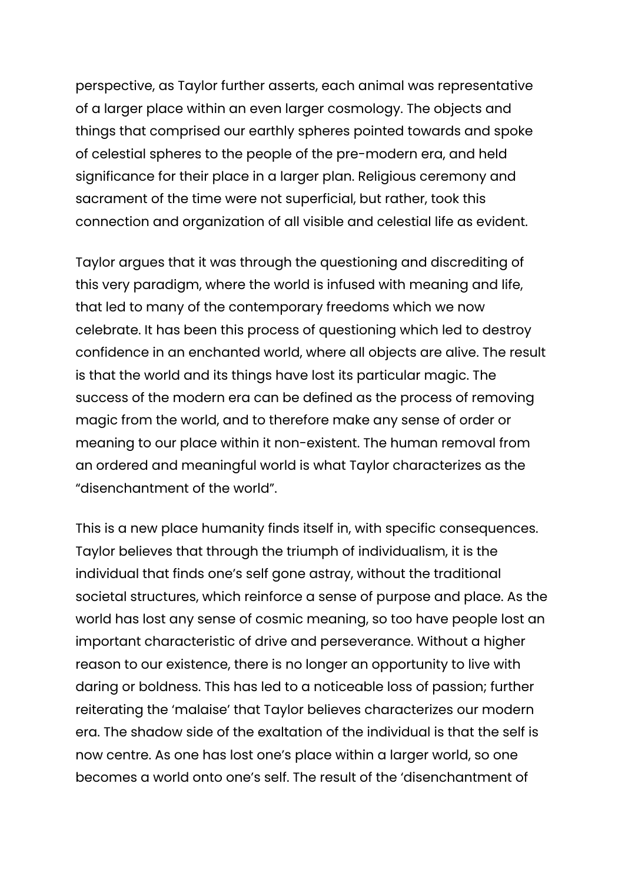perspective, as Taylor further asserts, each animal was representative of a larger place within an even larger cosmology. The objects and things that comprised our earthly spheres pointed towards and spoke of celestial spheres to the people of the pre-modern era, and held significance for their place in a larger plan. Religious ceremony and sacrament of the time were not superficial, but rather, took this connection and organization of all visible and celestial life as evident.

Taylor argues that it was through the questioning and discrediting of this very paradigm, where the world is infused with meaning and life, that led to many of the contemporary freedoms which we now celebrate. It has been this process of questioning which led to destroy confidence in an enchanted world, where all objects are alive. The result is that the world and its things have lost its particular magic. The success of the modern era can be defined as the process of removing magic from the world, and to therefore make any sense of order or meaning to our place within it non-existent. The human removal from an ordered and meaningful world is what Taylor characterizes as the "disenchantment of the world".

This is a new place humanity finds itself in, with specific consequences. Taylor believes that through the triumph of individualism, it is the individual that finds one's self gone astray, without the traditional societal structures, which reinforce a sense of purpose and place. As the world has lost any sense of cosmic meaning, so too have people lost an important characteristic of drive and perseverance. Without a higher reason to our existence, there is no longer an opportunity to live with daring or boldness. This has led to a noticeable loss of passion; further reiterating the 'malaise' that Taylor believes characterizes our modern era. The shadow side of the exaltation of the individual is that the self is now centre. As one has lost one's place within a larger world, so one becomes a world onto one's self. The result of the 'disenchantment of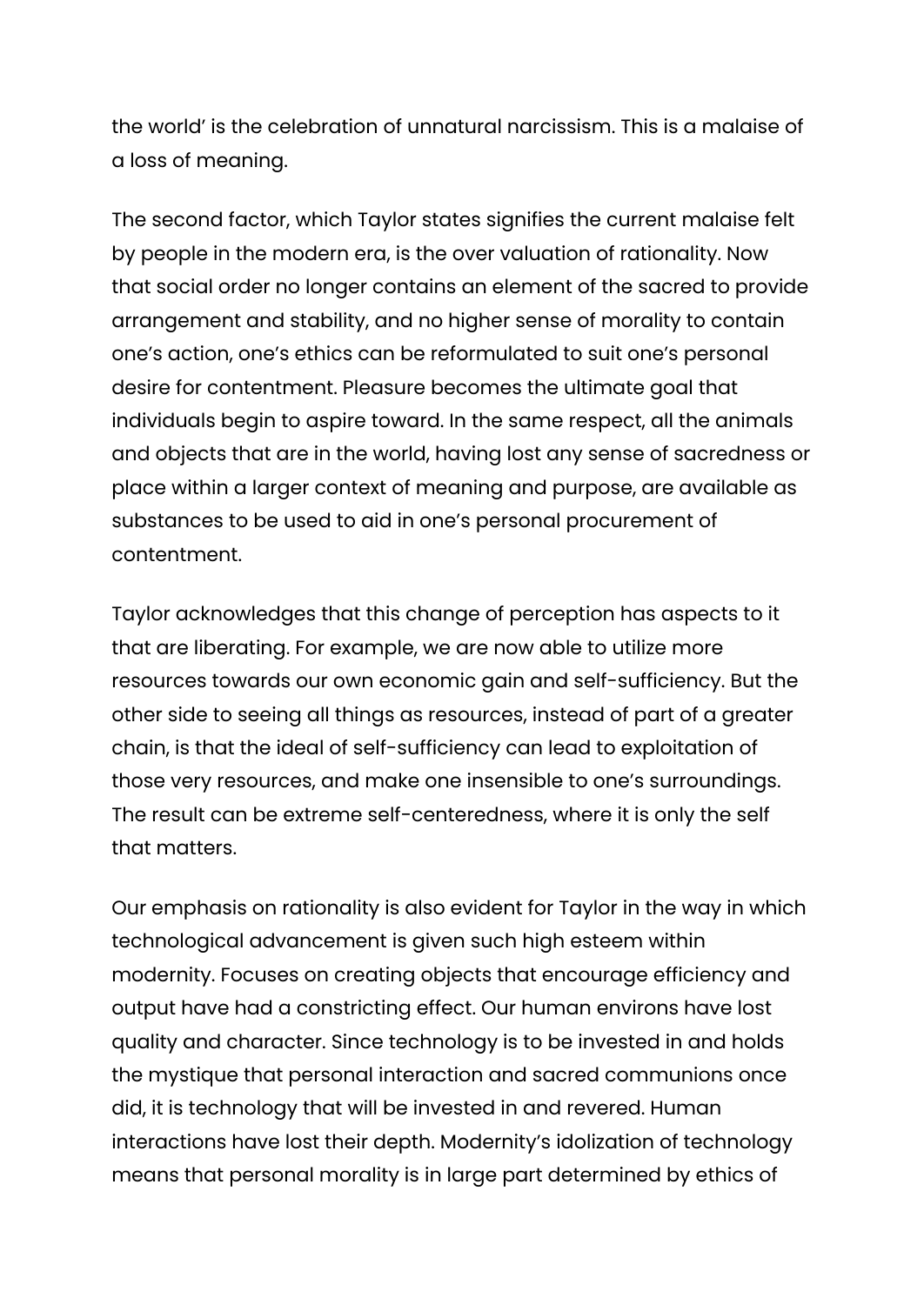the world' is the celebration of unnatural narcissism. This is a malaise of a loss of meaning.

The second factor, which Taylor states signifies the current malaise felt by people in the modern era, is the over valuation of rationality. Now that social order no longer contains an element of the sacred to provide arrangement and stability, and no higher sense of morality to contain one's action, one's ethics can be reformulated to suit one's personal desire for contentment. Pleasure becomes the ultimate goal that individuals begin to aspire toward. In the same respect, all the animals and objects that are in the world, having lost any sense of sacredness or place within a larger context of meaning and purpose, are available as substances to be used to aid in one's personal procurement of contentment.

Taylor acknowledges that this change of perception has aspects to it that are liberating. For example, we are now able to utilize more resources towards our own economic gain and self-sufficiency. But the other side to seeing all things as resources, instead of part of a greater chain, is that the ideal of self-sufficiency can lead to exploitation of those very resources, and make one insensible to one's surroundings. The result can be extreme self-centeredness, where it is only the self that matters.

Our emphasis on rationality is also evident for Taylor in the way in which technological advancement is given such high esteem within modernity. Focuses on creating objects that encourage efficiency and output have had a constricting effect. Our human environs have lost quality and character. Since technology is to be invested in and holds the mystique that personal interaction and sacred communions once did, it is technology that will be invested in and revered. Human interactions have lost their depth. Modernity's idolization of technology means that personal morality is in large part determined by ethics of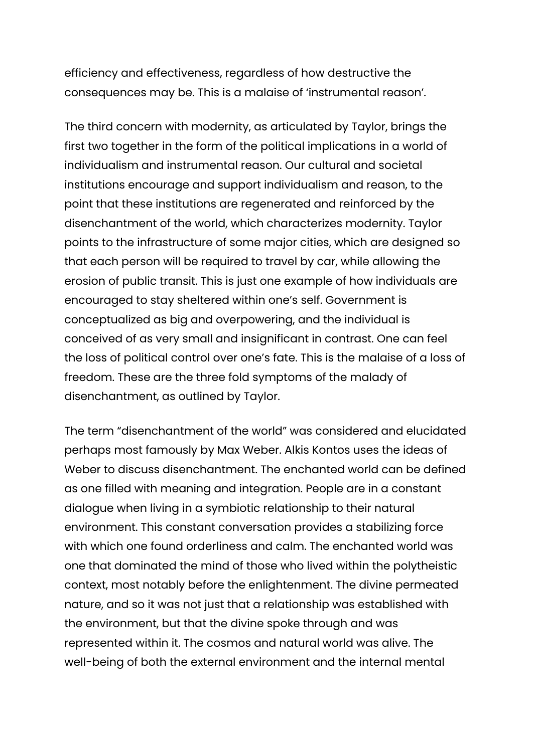efficiency and effectiveness, regardless of how destructive the consequences may be. This is a malaise of 'instrumental reason'.

The third concern with modernity, as articulated by Taylor, brings the first two together in the form of the political implications in a world of individualism and instrumental reason. Our cultural and societal institutions encourage and support individualism and reason, to the point that these institutions are regenerated and reinforced by the disenchantment of the world, which characterizes modernity. Taylor points to the infrastructure of some major cities, which are designed so that each person will be required to travel by car, while allowing the erosion of public transit. This is just one example of how individuals are encouraged to stay sheltered within one's self. Government is conceptualized as big and overpowering, and the individual is conceived of as very small and insignificant in contrast. One can feel the loss of political control over one's fate. This is the malaise of a loss of freedom. These are the three fold symptoms of the malady of disenchantment, as outlined by Taylor.

The term "disenchantment of the world" was considered and elucidated perhaps most famously by Max Weber. Alkis Kontos uses the ideas of Weber to discuss disenchantment. The enchanted world can be defined as one filled with meaning and integration. People are in a constant dialogue when living in a symbiotic relationship to their natural environment. This constant conversation provides a stabilizing force with which one found orderliness and calm. The enchanted world was one that dominated the mind of those who lived within the polytheistic context, most notably before the enlightenment. The divine permeated nature, and so it was not just that a relationship was established with the environment, but that the divine spoke through and was represented within it. The cosmos and natural world was alive. The well-being of both the external environment and the internal mental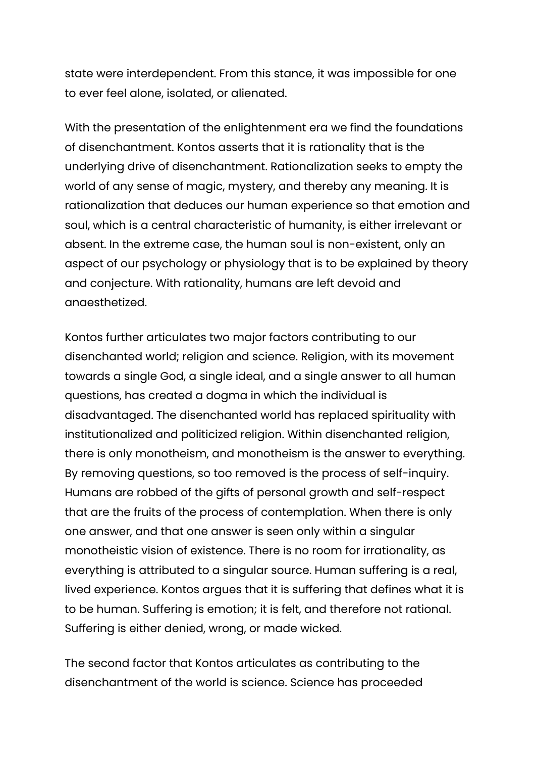state were interdependent. From this stance, it was impossible for one to ever feel alone, isolated, or alienated.

With the presentation of the enlightenment era we find the foundations of disenchantment. Kontos asserts that it is rationality that is the underlying drive of disenchantment. Rationalization seeks to empty the world of any sense of magic, mystery, and thereby any meaning. It is rationalization that deduces our human experience so that emotion and soul, which is a central characteristic of humanity, is either irrelevant or absent. In the extreme case, the human soul is non-existent, only an aspect of our psychology or physiology that is to be explained by theory and conjecture. With rationality, humans are left devoid and anaesthetized.

Kontos further articulates two major factors contributing to our disenchanted world; religion and science. Religion, with its movement towards a single God, a single ideal, and a single answer to all human questions, has created a dogma in which the individual is disadvantaged. The disenchanted world has replaced spirituality with institutionalized and politicized religion. Within disenchanted religion, there is only monotheism, and monotheism is the answer to everything. By removing questions, so too removed is the process of self-inquiry. Humans are robbed of the gifts of personal growth and self-respect that are the fruits of the process of contemplation. When there is only one answer, and that one answer is seen only within a singular monotheistic vision of existence. There is no room for irrationality, as everything is attributed to a singular source. Human suffering is a real, lived experience. Kontos argues that it is suffering that defines what it is to be human. Suffering is emotion; it is felt, and therefore not rational. Suffering is either denied, wrong, or made wicked.

The second factor that Kontos articulates as contributing to the disenchantment of the world is science. Science has proceeded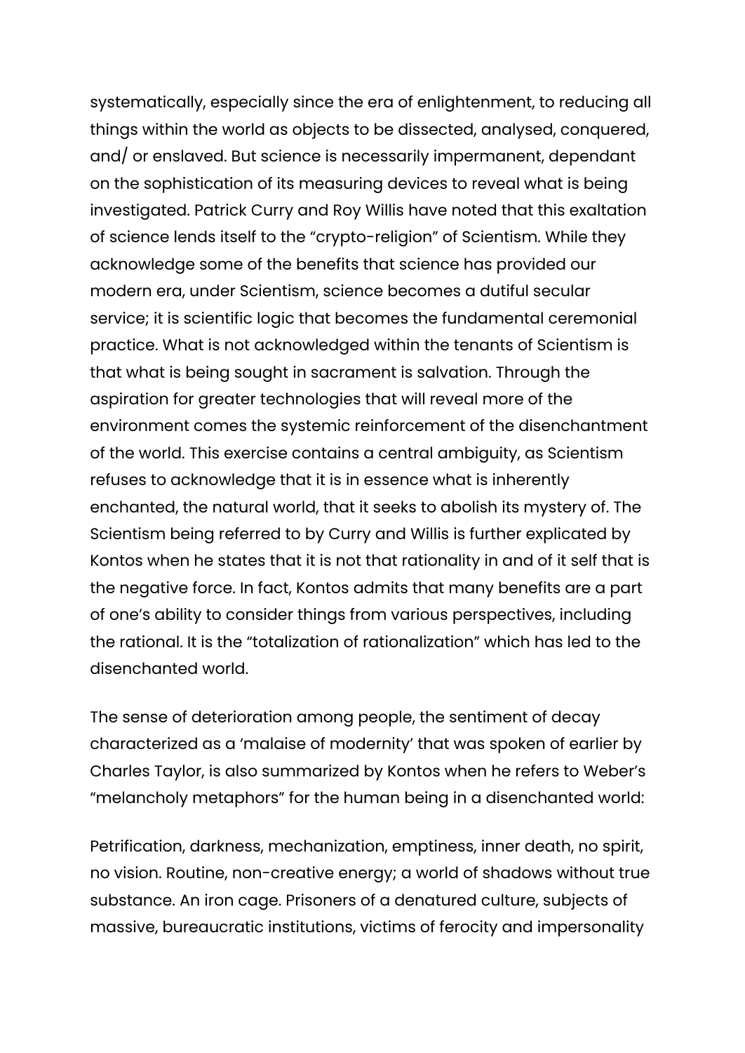systematically, especially since the era of enlightenment, to reducing all things within the world as objects to be dissected, analysed, conquered, and/ or enslaved. But science is necessarily impermanent, dependant on the sophistication of its measuring devices to reveal what is being investigated. Patrick Curry and Roy Willis have noted that this exaltation of science lends itself to the "crypto-religion" of Scientism. While they acknowledge some of the benefits that science has provided our modern era, under Scientism, science becomes a dutiful secular service; it is scientific logic that becomes the fundamental ceremonial practice. What is not acknowledged within the tenants of Scientism is that what is being sought in sacrament is salvation. Through the aspiration for greater technologies that will reveal more of the environment comes the systemic reinforcement of the disenchantment of the world. This exercise contains a central ambiguity, as Scientism refuses to acknowledge that it is in essence what is inherently enchanted, the natural world, that it seeks to abolish its mystery of. The Scientism being referred to by Curry and Willis is further explicated by Kontos when he states that it is not that rationality in and of it self that is the negative force. In fact, Kontos admits that many benefits are a part of one's ability to consider things from various perspectives, including the rational. It is the "totalization of rationalization" which has led to the disenchanted world.

The sense of deterioration among people, the sentiment of decay characterized as a 'malaise of modernity' that was spoken of earlier by Charles Taylor, is also summarized by Kontos when he refers to Weber's "melancholy metaphors" for the human being in a disenchanted world:

Petrification, darkness, mechanization, emptiness, inner death, no spirit, no vision. Routine, non-creative energy; a world of shadows without true substance. An iron cage. Prisoners of a denatured culture, subjects of massive, bureaucratic institutions, victims of ferocity and impersonality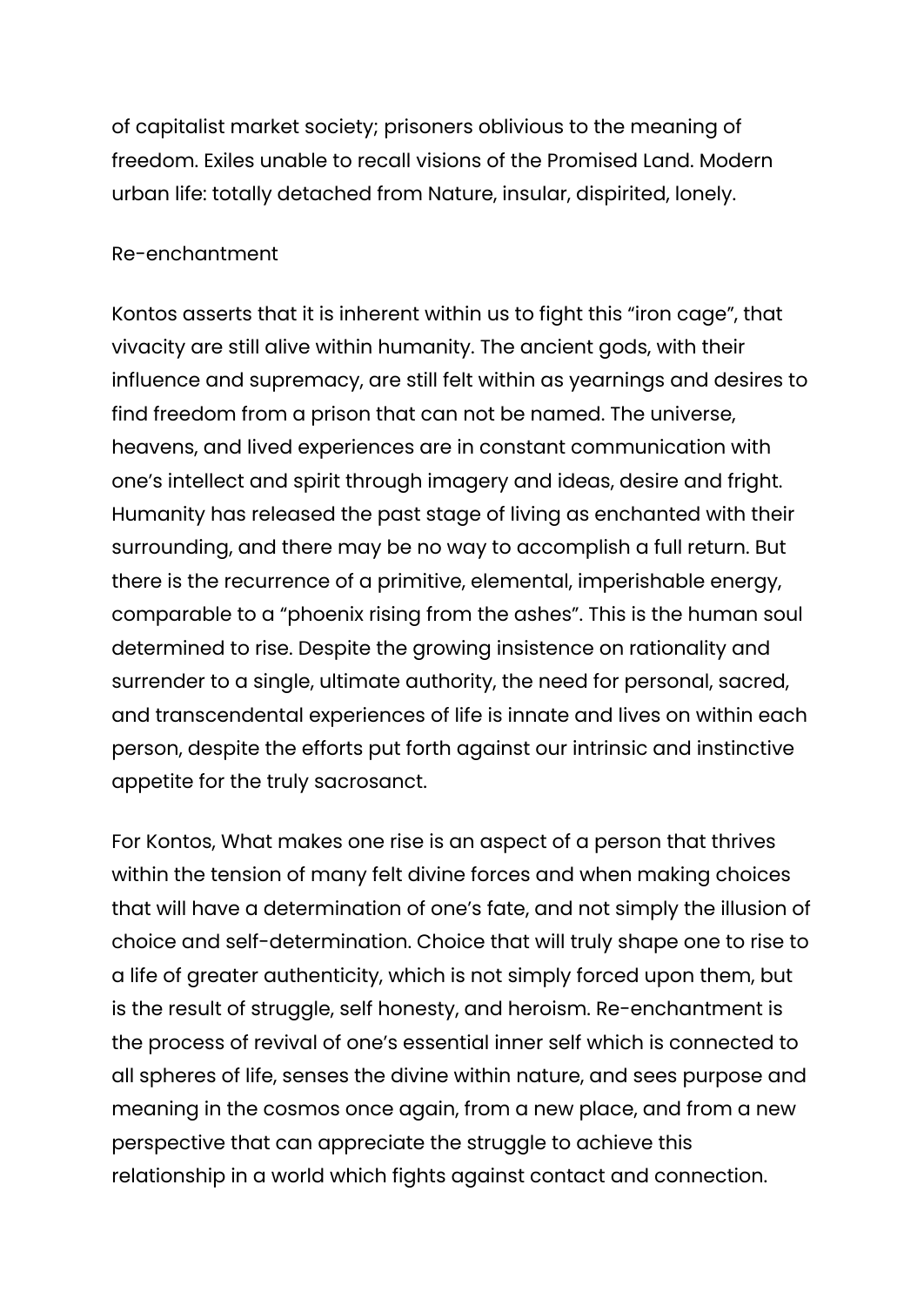of capitalist market society; prisoners oblivious to the meaning of freedom. Exiles unable to recall visions of the Promised Land. Modern urban life: totally detached from Nature, insular, dispirited, lonely.

## Re-enchantment

Kontos asserts that it is inherent within us to fight this "iron cage", that vivacity are still alive within humanity. The ancient gods, with their influence and supremacy, are still felt within as yearnings and desires to find freedom from a prison that can not be named. The universe, heavens, and lived experiences are in constant communication with one's intellect and spirit through imagery and ideas, desire and fright. Humanity has released the past stage of living as enchanted with their surrounding, and there may be no way to accomplish a full return. But there is the recurrence of a primitive, elemental, imperishable energy, comparable to a "phoenix rising from the ashes". This is the human soul determined to rise. Despite the growing insistence on rationality and surrender to a single, ultimate authority, the need for personal, sacred, and transcendental experiences of life is innate and lives on within each person, despite the efforts put forth against our intrinsic and instinctive appetite for the truly sacrosanct.

For Kontos, What makes one rise is an aspect of a person that thrives within the tension of many felt divine forces and when making choices that will have a determination of one's fate, and not simply the illusion of choice and self-determination. Choice that will truly shape one to rise to a life of greater authenticity, which is not simply forced upon them, but is the result of struggle, self honesty, and heroism. Re-enchantment is the process of revival of one's essential inner self which is connected to all spheres of life, senses the divine within nature, and sees purpose and meaning in the cosmos once again, from a new place, and from a new perspective that can appreciate the struggle to achieve this relationship in a world which fights against contact and connection.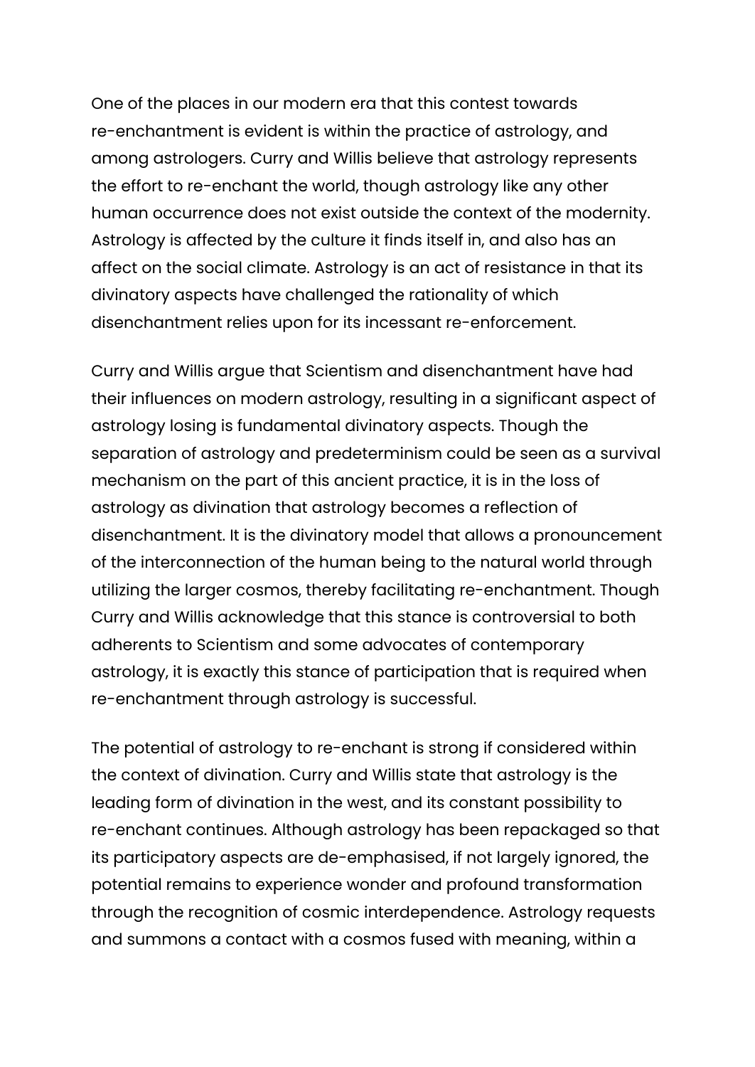One of the places in our modern era that this contest towards re-enchantment is evident is within the practice of astrology, and among astrologers. Curry and Willis believe that astrology represents the effort to re-enchant the world, though astrology like any other human occurrence does not exist outside the context of the modernity. Astrology is affected by the culture it finds itself in, and also has an affect on the social climate. Astrology is an act of resistance in that its divinatory aspects have challenged the rationality of which disenchantment relies upon for its incessant re-enforcement.

Curry and Willis argue that Scientism and disenchantment have had their influences on modern astrology, resulting in a significant aspect of astrology losing is fundamental divinatory aspects. Though the separation of astrology and predeterminism could be seen as a survival mechanism on the part of this ancient practice, it is in the loss of astrology as divination that astrology becomes a reflection of disenchantment. It is the divinatory model that allows a pronouncement of the interconnection of the human being to the natural world through utilizing the larger cosmos, thereby facilitating re-enchantment. Though Curry and Willis acknowledge that this stance is controversial to both adherents to Scientism and some advocates of contemporary astrology, it is exactly this stance of participation that is required when re-enchantment through astrology is successful.

The potential of astrology to re-enchant is strong if considered within the context of divination. Curry and Willis state that astrology is the leading form of divination in the west, and its constant possibility to re-enchant continues. Although astrology has been repackaged so that its participatory aspects are de-emphasised, if not largely ignored, the potential remains to experience wonder and profound transformation through the recognition of cosmic interdependence. Astrology requests and summons a contact with a cosmos fused with meaning, within a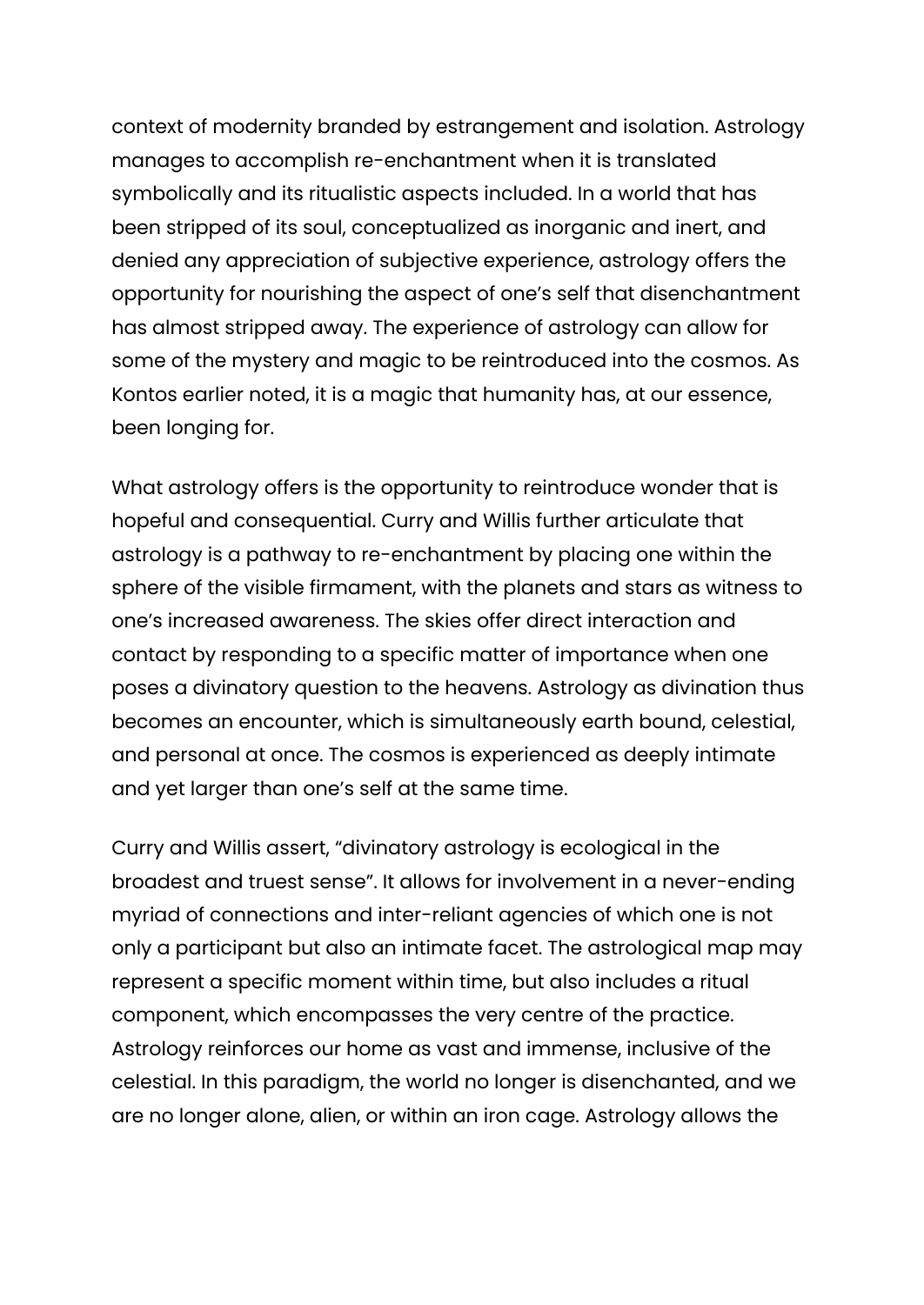context of modernity branded by estrangement and isolation. Astrology manages to accomplish re-enchantment when it is translated symbolically and its ritualistic aspects included. In a world that has been stripped of its soul, conceptualized as inorganic and inert, and denied any appreciation of subjective experience, astrology offers the opportunity for nourishing the aspect of one's self that disenchantment has almost stripped away. The experience of astrology can allow for some of the mystery and magic to be reintroduced into the cosmos. As Kontos earlier noted, it is a magic that humanity has, at our essence, been longing for.

What astrology offers is the opportunity to reintroduce wonder that is hopeful and consequential. Curry and Willis further articulate that astrology is a pathway to re-enchantment by placing one within the sphere of the visible firmament, with the planets and stars as witness to one's increased awareness. The skies offer direct interaction and contact by responding to a specific matter of importance when one poses a divinatory question to the heavens. Astrology as divination thus becomes an encounter, which is simultaneously earth bound, celestial, and personal at once. The cosmos is experienced as deeply intimate and yet larger than one's self at the same time.

Curry and Willis assert, "divinatory astrology is ecological in the broadest and truest sense". It allows for involvement in a never-ending myriad of connections and inter-reliant agencies of which one is not only a participant but also an intimate facet. The astrological map may represent a specific moment within time, but also includes a ritual component, which encompasses the very centre of the practice. Astrology reinforces our home as vast and immense, inclusive of the celestial. In this paradigm, the world no longer is disenchanted, and we are no longer alone, alien, or within an iron cage. Astrology allows the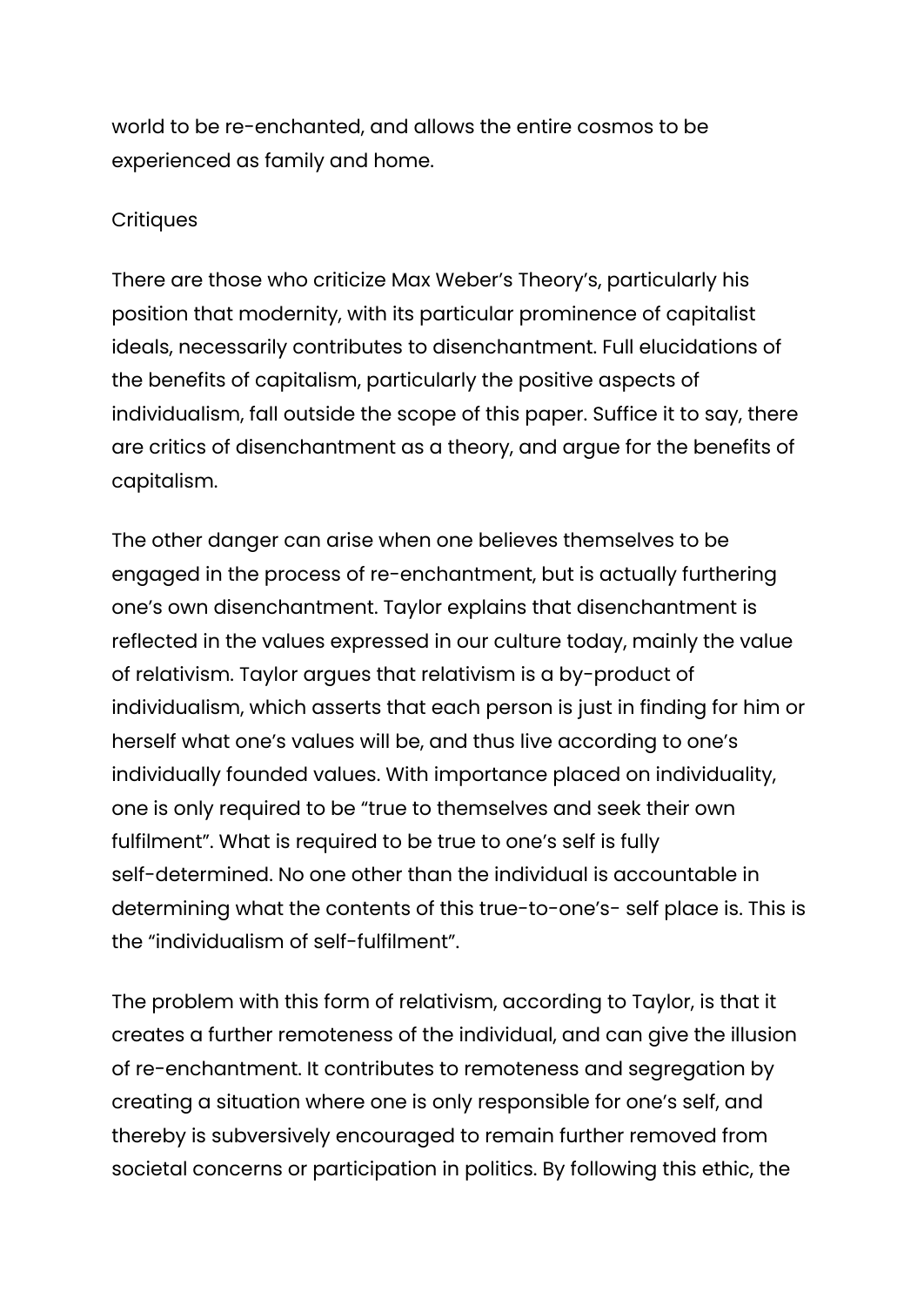world to be re-enchanted, and allows the entire cosmos to be experienced as family and home.

## Critiques

There are those who criticize Max Weber's Theory's, particularly his position that modernity, with its particular prominence of capitalist ideals, necessarily contributes to disenchantment. Full elucidations of the benefits of capitalism, particularly the positive aspects of individualism, fall outside the scope of this paper. Suffice it to say, there are critics of disenchantment as a theory, and argue for the benefits of capitalism.

The other danger can arise when one believes themselves to be engaged in the process of re-enchantment, but is actually furthering one's own disenchantment. Taylor explains that disenchantment is reflected in the values expressed in our culture today, mainly the value of relativism. Taylor argues that relativism is a by-product of individualism, which asserts that each person is just in finding for him or herself what one's values will be, and thus live according to one's individually founded values. With importance placed on individuality, one is only required to be "true to themselves and seek their own fulfilment". What is required to be true to one's self is fully self-determined. No one other than the individual is accountable in determining what the contents of this true-to-one's- self place is. This is the "individualism of self-fulfilment".

The problem with this form of relativism, according to Taylor, is that it creates a further remoteness of the individual, and can give the illusion of re-enchantment. It contributes to remoteness and segregation by creating a situation where one is only responsible for one's self, and thereby is subversively encouraged to remain further removed from societal concerns or participation in politics. By following this ethic, the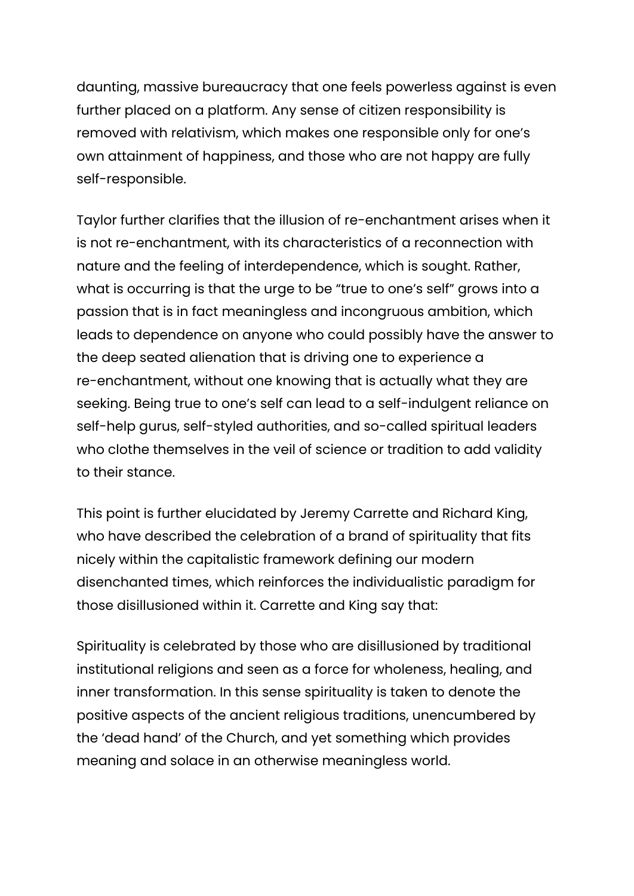daunting, massive bureaucracy that one feels powerless against is even further placed on a platform. Any sense of citizen responsibility is removed with relativism, which makes one responsible only for one's own attainment of happiness, and those who are not happy are fully self-responsible.

Taylor further clarifies that the illusion of re-enchantment arises when it is not re-enchantment, with its characteristics of a reconnection with nature and the feeling of interdependence, which is sought. Rather, what is occurring is that the urge to be "true to one's self" grows into a passion that is in fact meaningless and incongruous ambition, which leads to dependence on anyone who could possibly have the answer to the deep seated alienation that is driving one to experience a re-enchantment, without one knowing that is actually what they are seeking. Being true to one's self can lead to a self-indulgent reliance on self-help gurus, self-styled authorities, and so-called spiritual leaders who clothe themselves in the veil of science or tradition to add validity to their stance.

This point is further elucidated by Jeremy Carrette and Richard King, who have described the celebration of a brand of spirituality that fits nicely within the capitalistic framework defining our modern disenchanted times, which reinforces the individualistic paradigm for those disillusioned within it. Carrette and King say that:

Spirituality is celebrated by those who are disillusioned by traditional institutional religions and seen as a force for wholeness, healing, and inner transformation. In this sense spirituality is taken to denote the positive aspects of the ancient religious traditions, unencumbered by the 'dead hand' of the Church, and yet something which provides meaning and solace in an otherwise meaningless world.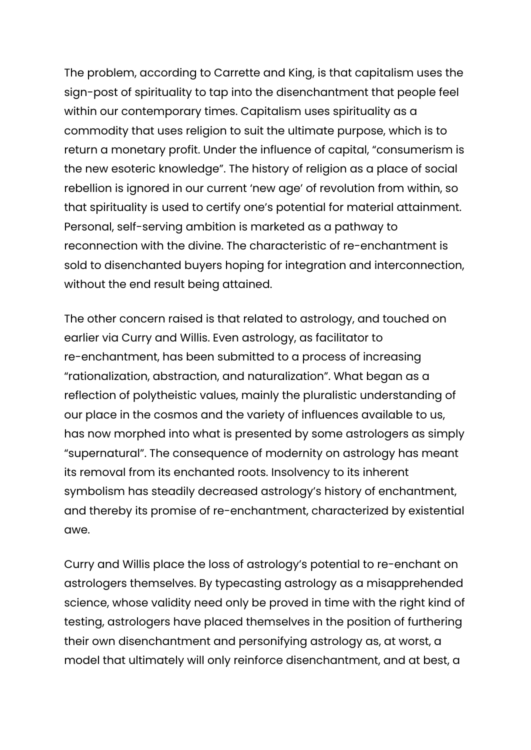The problem, according to Carrette and King, is that capitalism uses the sign-post of spirituality to tap into the disenchantment that people feel within our contemporary times. Capitalism uses spirituality as a commodity that uses religion to suit the ultimate purpose, which is to return a monetary profit. Under the influence of capital, "consumerism is the new esoteric knowledge". The history of religion as a place of social rebellion is ignored in our current 'new age' of revolution from within, so that spirituality is used to certify one's potential for material attainment. Personal, self-serving ambition is marketed as a pathway to reconnection with the divine. The characteristic of re-enchantment is sold to disenchanted buyers hoping for integration and interconnection, without the end result being attained.

The other concern raised is that related to astrology, and touched on earlier via Curry and Willis. Even astrology, as facilitator to re-enchantment, has been submitted to a process of increasing "rationalization, abstraction, and naturalization". What began as a reflection of polytheistic values, mainly the pluralistic understanding of our place in the cosmos and the variety of influences available to us, has now morphed into what is presented by some astrologers as simply "supernatural". The consequence of modernity on astrology has meant its removal from its enchanted roots. Insolvency to its inherent symbolism has steadily decreased astrology's history of enchantment, and thereby its promise of re-enchantment, characterized by existential awe.

Curry and Willis place the loss of astrology's potential to re-enchant on astrologers themselves. By typecasting astrology as a misapprehended science, whose validity need only be proved in time with the right kind of testing, astrologers have placed themselves in the position of furthering their own disenchantment and personifying astrology as, at worst, a model that ultimately will only reinforce disenchantment, and at best, a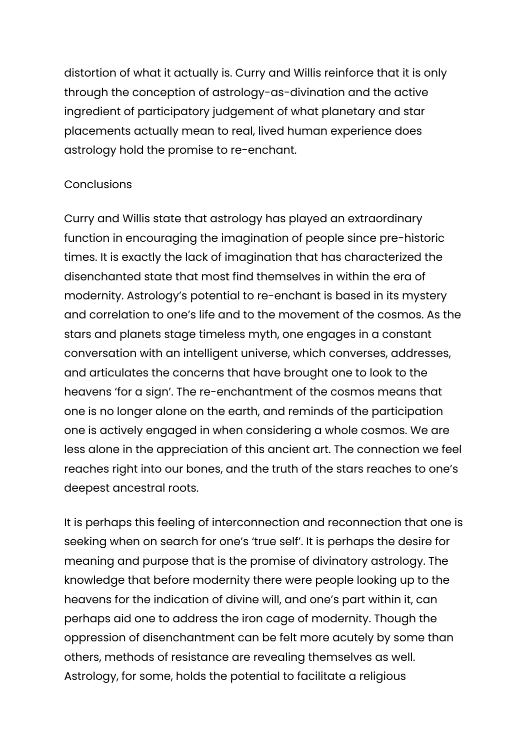distortion of what it actually is. Curry and Willis reinforce that it is only through the conception of astrology-as-divination and the active ingredient of participatory judgement of what planetary and star placements actually mean to real, lived human experience does astrology hold the promise to re-enchant.

## Conclusions

Curry and Willis state that astrology has played an extraordinary function in encouraging the imagination of people since pre-historic times. It is exactly the lack of imagination that has characterized the disenchanted state that most find themselves in within the era of modernity. Astrology's potential to re-enchant is based in its mystery and correlation to one's life and to the movement of the cosmos. As the stars and planets stage timeless myth, one engages in a constant conversation with an intelligent universe, which converses, addresses, and articulates the concerns that have brought one to look to the heavens 'for a sign'. The re-enchantment of the cosmos means that one is no longer alone on the earth, and reminds of the participation one is actively engaged in when considering a whole cosmos. We are less alone in the appreciation of this ancient art. The connection we feel reaches right into our bones, and the truth of the stars reaches to one's deepest ancestral roots.

It is perhaps this feeling of interconnection and reconnection that one is seeking when on search for one's 'true self'. It is perhaps the desire for meaning and purpose that is the promise of divinatory astrology. The knowledge that before modernity there were people looking up to the heavens for the indication of divine will, and one's part within it, can perhaps aid one to address the iron cage of modernity. Though the oppression of disenchantment can be felt more acutely by some than others, methods of resistance are revealing themselves as well. Astrology, for some, holds the potential to facilitate a religious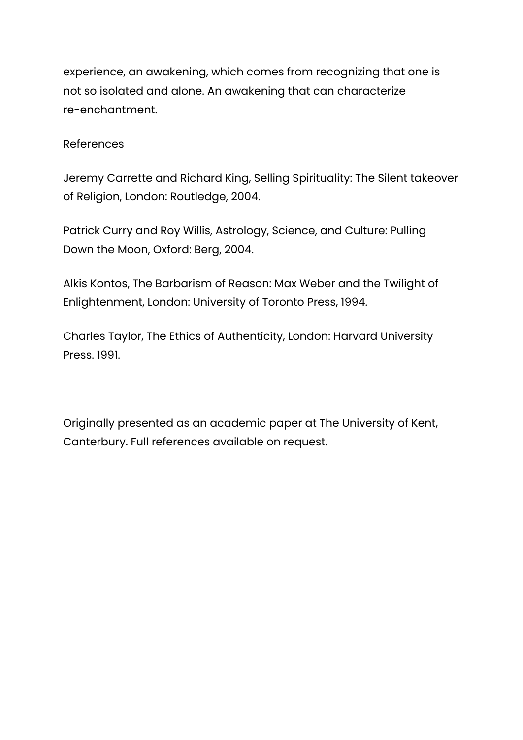experience, an awakening, which comes from recognizing that one is not so isolated and alone. An awakening that can characterize re-enchantment.

## References

Jeremy Carrette and Richard King, Selling Spirituality: The Silent takeover of Religion, London: Routledge, 2004.

Patrick Curry and Roy Willis, Astrology, Science, and Culture: Pulling Down the Moon, Oxford: Berg, 2004.

Alkis Kontos, The Barbarism of Reason: Max Weber and the Twilight of Enlightenment, London: University of Toronto Press, 1994.

Charles Taylor, The Ethics of Authenticity, London: Harvard University Press. 1991.

Originally presented as an academic paper at The University of Kent, Canterbury. Full references available on request.